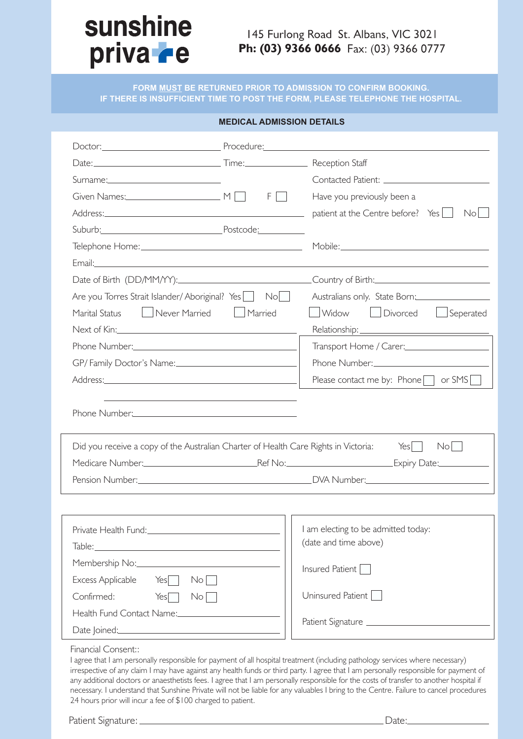# sunshine private

145 Furlong Road St. Albans, VIC 3021
**Ph: (03) 9366 0666** Fax: (03) 9366 0777

**FORM MUST BE RETURNED PRIOR TO ADMISSION TO CONFIRM BOOKING.**
**IF THERE IS INSUFFICIENT TIME TO POST THE FORM, PLEASE TELEPHONE THE HOSPITAL.**

## MEDICAL ADMISSION DETAILS

Doctor: ______________________ Procedure: ______________________________

Date: ______________________ Time: ______________ Reception Staff

Surname: ______________________ Contacted Patient: ______________________

Given Names: ______________________ M ☐ F ☐ Have you previously been a

Address: ______________________________ patient at the Centre before? Yes ☐ No ☐

Suburb: ______________________ Postcode: __________

Telephone Home: ______________________ Mobile: ______________________

Email: ______________________________________________________________

Date of Birth (DD/MM/YY): ______________________ Country of Birth: ______________________

Are you Torres Strait Islander/ Aboriginal? Yes ☐ No ☐ Australians only. State Born: ______________

Marital Status ☐ Never Married ☐ Married ☐ Widow ☐ Divorced ☐ Seperated

Next of Kin: ______________________ Relationship: ______________________

Phone Number: ______________________ Transport Home / Carer: ______________________

GP/ Family Doctor's Name: ______________________ Phone Number: ______________________

Address: ______________________ Please contact me by: Phone ☐ or SMS ☐

______________________________

Phone Number: ______________________

Did you receive a copy of the Australian Charter of Health Care Rights in Victoria: Yes ☐ No ☐

Medicare Number: ______________________ Ref No: ______________________ Expiry Date: ______________

Pension Number: ______________________ DVA Number: ______________________

Private Health Fund: ______________________

Table: ______________________

Membership No: ______________________

Excess Applicable Yes ☐ No ☐

Confirmed: Yes ☐ No ☐

Health Fund Contact Name: ______________________

Date Joined: ______________________

I am electing to be admitted today:
(date and time above)

Insured Patient ☐

Uninsured Patient ☐

Patient Signature ______________________

Financial Consent::

I agree that I am personally responsible for payment of all hospital treatment (including pathology services where necessary) irrespective of any claim I may have against any health funds or third party. I agree that I am personally responsible for payment of any additional doctors or anaesthetists fees. I agree that I am personally responsible for the costs of transfer to another hospital if necessary. I understand that Sunshine Private will not be liable for any valuables I bring to the Centre. Failure to cancel procedures 24 hours prior will incur a fee of $100 charged to patient.

Patient Signature: ______________________________ Date: ______________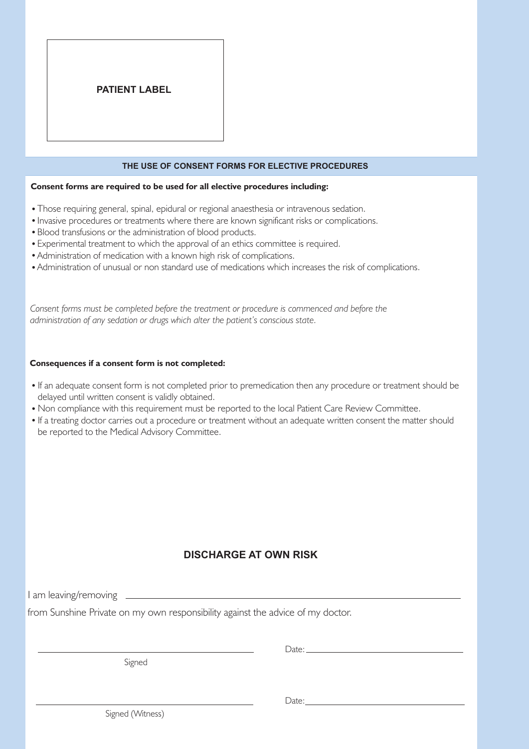**PATIENT LABEL**

## THE USE OF CONSENT FORMS FOR ELECTIVE PROCEDURES

**Consent forms are required to be used for all elective procedures including:**

- Those requiring general, spinal, epidural or regional anaesthesia or intravenous sedation.
- Invasive procedures or treatments where there are known significant risks or complications.
- Blood transfusions or the administration of blood products.
- Experimental treatment to which the approval of an ethics committee is required.
- Administration of medication with a known high risk of complications.
- Administration of unusual or non standard use of medications which increases the risk of complications.

*Consent forms must be completed before the treatment or procedure is commenced and before the administration of any sedation or drugs which alter the patient's conscious state.*

**Consequences if a consent form is not completed:**

- If an adequate consent form is not completed prior to premedication then any procedure or treatment should be delayed until written consent is validly obtained.
- Non compliance with this requirement must be reported to the local Patient Care Review Committee.
- If a treating doctor carries out a procedure or treatment without an adequate written consent the matter should be reported to the Medical Advisory Committee.

## DISCHARGE AT OWN RISK

I am leaving/removing ________________________________________________

from Sunshine Private on my own responsibility against the advice of my doctor.

________________________________ Date: ______________________

Signed

________________________________ Date: ______________________

Signed (Witness)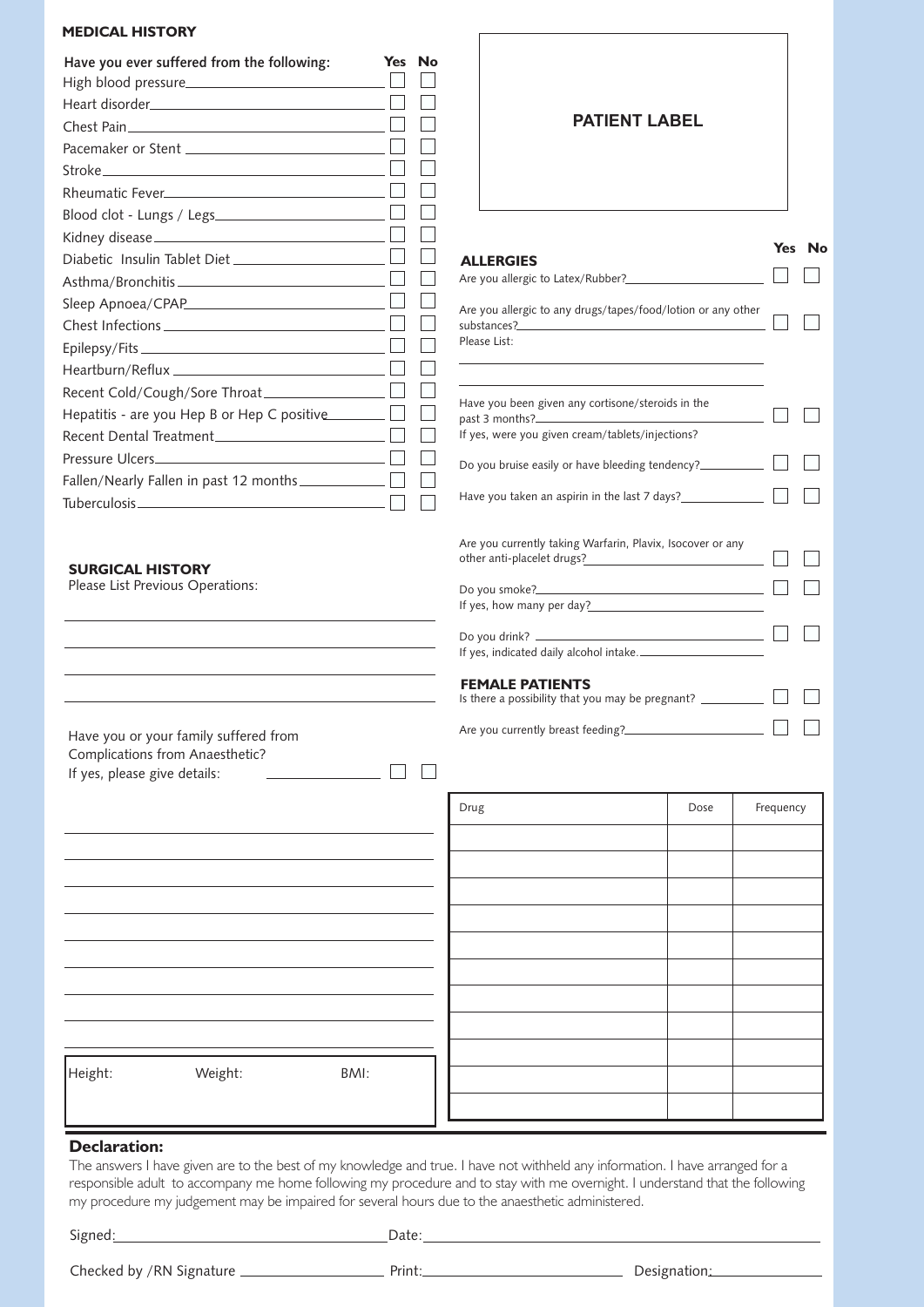## MEDICAL HISTORY

| Have you ever suffered from the following: | Yes | No |
|---|---|---|
| High blood pressure | ☐ | ☐ |
| Heart disorder | ☐ | ☐ |
| Chest Pain | ☐ | ☐ |
| Pacemaker or Stent | ☐ | ☐ |
| Stroke | ☐ | ☐ |
| Rheumatic Fever | ☐ | ☐ |
| Blood clot - Lungs / Legs | ☐ | ☐ |
| Kidney disease | ☐ | ☐ |
| Diabetic Insulin Tablet Diet | ☐ | ☐ |
| Asthma/Bronchitis | ☐ | ☐ |
| Sleep Apnoea/CPAP | ☐ | ☐ |
| Chest Infections | ☐ | ☐ |
| Epilepsy/Fits | ☐ | ☐ |
| Heartburn/Reflux | ☐ | ☐ |
| Recent Cold/Cough/Sore Throat | ☐ | ☐ |
| Hepatitis - are you Hep B or Hep C positive | ☐ | ☐ |
| Recent Dental Treatment | ☐ | ☐ |
| Pressure Ulcers | ☐ | ☐ |
| Fallen/Nearly Fallen in past 12 months | ☐ | ☐ |
| Tuberculosis | ☐ | ☐ |

**PATIENT LABEL**

### ALLERGIES

| | Yes | No |
|---|---|---|
| Are you allergic to Latex/Rubber? | ☐ | ☐ |
| Are you allergic to any drugs/tapes/food/lotion or any other substances? | ☐ | ☐ |

Please List: ____________________

____________________

| | Yes | No |
|---|---|---|
| Have you been given any cortisone/steroids in the past 3 months? | ☐ | ☐ |

If yes, were you given cream/tablets/injections?

| | Yes | No |
|---|---|---|
| Do you bruise easily or have bleeding tendency? | ☐ | ☐ |
| Have you taken an aspirin in the last 7 days? | ☐ | ☐ |
| Are you currently taking Warfarin, Plavix, Isocover or any other anti-placelet drugs? | ☐ | ☐ |
| Do you smoke? | ☐ | ☐ |

If yes, how many per day? ____________________

| | Yes | No |
|---|---|---|
| Do you drink? | ☐ | ☐ |

If yes, indicated daily alcohol intake. ____________________

### FEMALE PATIENTS

| | Yes | No |
|---|---|---|
| Is there a possibility that you may be pregnant? | ☐ | ☐ |
| Are you currently breast feeding? | ☐ | ☐ |

### SURGICAL HISTORY

Please List Previous Operations:

____________________

____________________

____________________

____________________

Have you or your family suffered from Complications from Anaesthetic?
If yes, please give details: ____________ ☐ ☐

____________________

____________________

____________________

____________________

____________________

____________________

____________________

____________________

____________________

| Drug | Dose | Frequency |
|---|---|---|
| | | |
| | | |
| | | |
| | | |
| | | |
| | | |
| | | |
| | | |
| | | |
| | | |
| | | |

| Height: | Weight: | BMI: |
|---|---|---|
| | | |

### Declaration:

The answers I have given are to the best of my knowledge and true. I have not withheld any information. I have arranged for a responsible adult to accompany me home following my procedure and to stay with me overnight. I understand that the following my procedure my judgement may be impaired for several hours due to the anaesthetic administered.

Signed: ____________________ Date: ____________________

Checked by /RN Signature ____________________ Print: ____________________ Designation: ____________________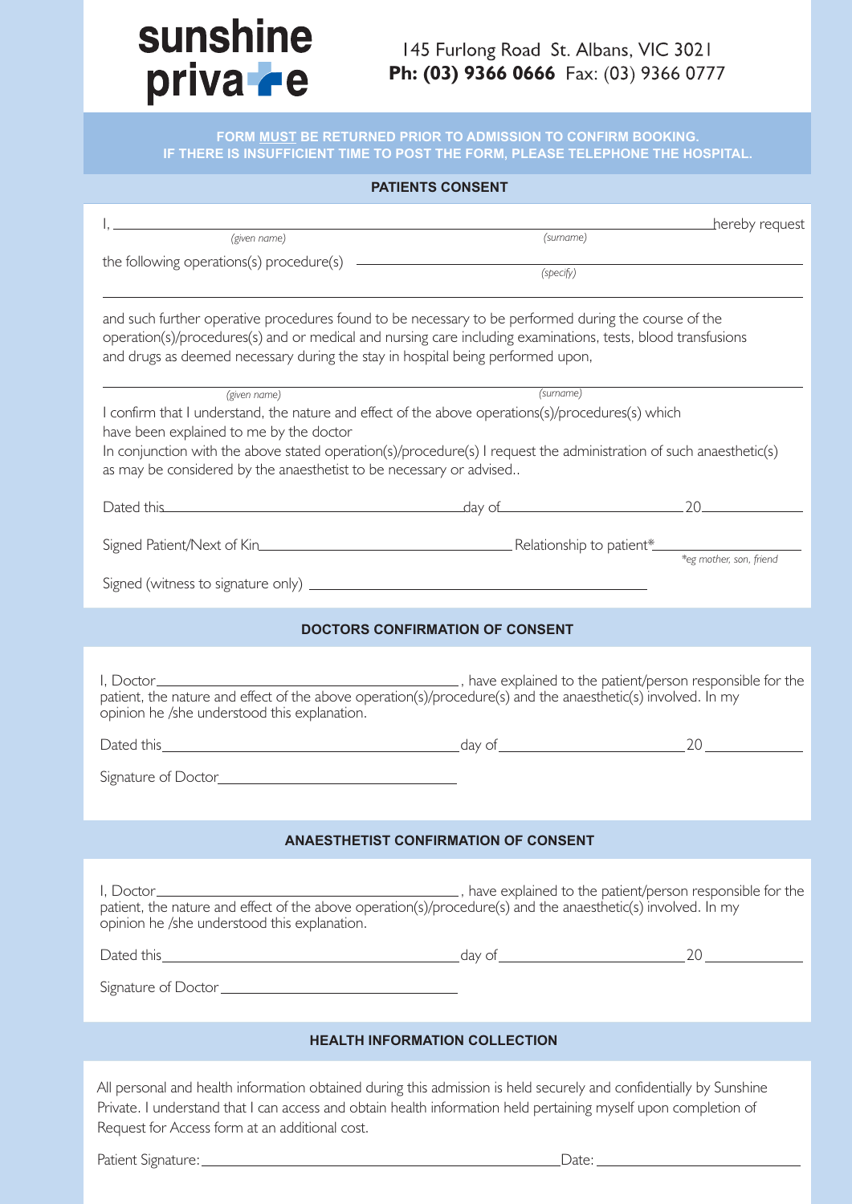**sunshine private**

145 Furlong Road St. Albans, VIC 3021
**Ph: (03) 9366 0666** Fax: (03) 9366 0777

**FORM MUST BE RETURNED PRIOR TO ADMISSION TO CONFIRM BOOKING.**
**IF THERE IS INSUFFICIENT TIME TO POST THE FORM, PLEASE TELEPHONE THE HOSPITAL.**

## PATIENTS CONSENT

I, ______________________________ ______________________________ hereby request
*(given name)* *(surname)*

the following operations(s) procedure(s) ______________________________
*(specify)*

______________________________

and such further operative procedures found to be necessary to be performed during the course of the operation(s)/procedures(s) and or medical and nursing care including examinations, tests, blood transfusions and drugs as deemed necessary during the stay in hospital being performed upon,

______________________________ ______________________________
*(given name)* *(surname)*

I confirm that I understand, the nature and effect of the above operations(s)/procedures(s) which have been explained to me by the doctor

In conjunction with the above stated operation(s)/procedure(s) I request the administration of such anaesthetic(s) as may be considered by the anaesthetist to be necessary or advised..

Dated this ____________ day of ____________ 20______

Signed Patient/Next of Kin ______________________ Relationship to patient* ____________
*\*eg mother, son, friend*

Signed (witness to signature only) ______________________________

## DOCTORS CONFIRMATION OF CONSENT

I, Doctor ______________________________, have explained to the patient/person responsible for the patient, the nature and effect of the above operation(s)/procedure(s) and the anaesthetic(s) involved. In my opinion he /she understood this explanation.

Dated this ____________ day of ____________ 20______

Signature of Doctor ______________________________

## ANAESTHETIST CONFIRMATION OF CONSENT

I, Doctor ______________________________, have explained to the patient/person responsible for the patient, the nature and effect of the above operation(s)/procedure(s) and the anaesthetic(s) involved. In my opinion he /she understood this explanation.

Dated this ____________ day of ____________ 20______

Signature of Doctor ______________________________

## HEALTH INFORMATION COLLECTION

All personal and health information obtained during this admission is held securely and confidentially by Sunshine Private. I understand that I can access and obtain health information held pertaining myself upon completion of Request for Access form at an additional cost.

Patient Signature: ______________________________ Date: ______________